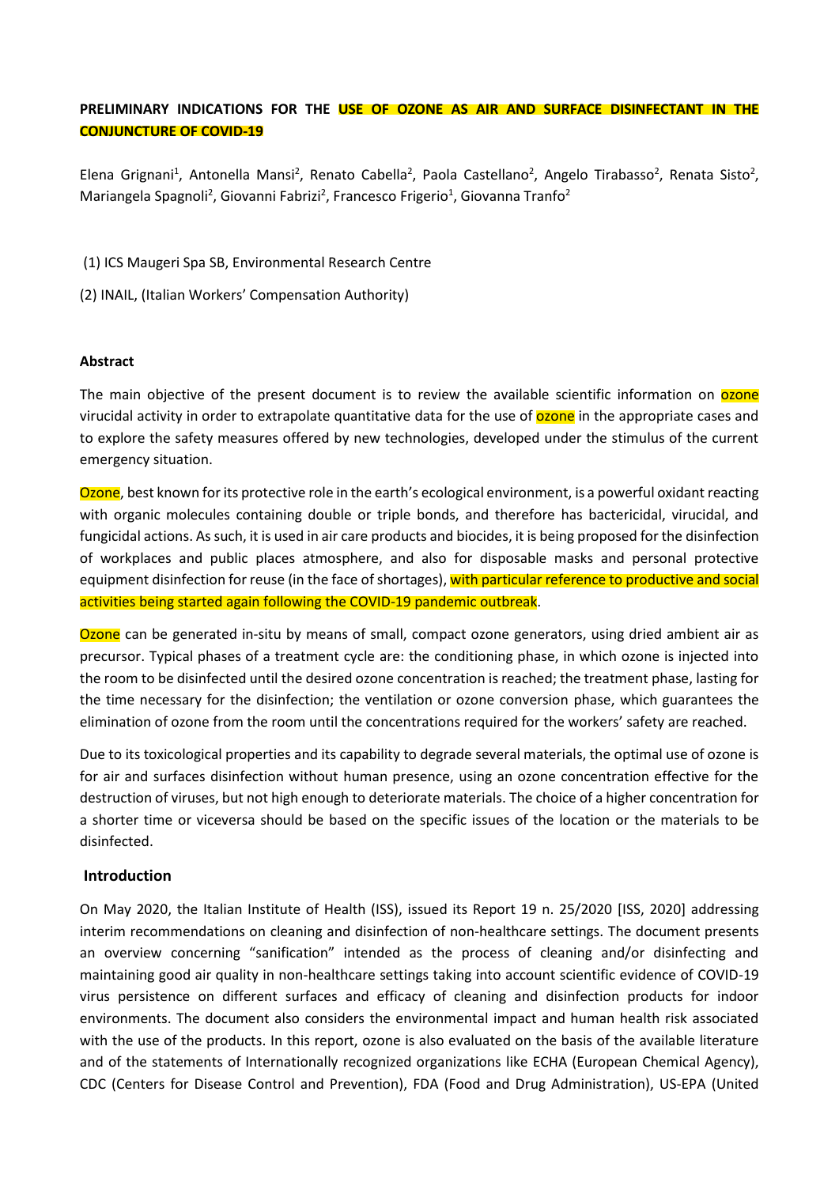**PRELIMINARY INDICATIONS FOR THE USE OF OZONE AS AIR AND SURFACE DISINFECTANT IN THE CONJUNCTURE OF COVID-19**

Elena Grignani[1], Antonella Mansi[2], Renato Cabella[2], Paola Castellano[2], Angelo Tirabasso[2], Renata Sisto[2], Mariangela Spagnoli[2], Giovanni Fabrizi[2], Francesco Frigerio[1], Giovanna Tranfo[2]

(1) ICS Maugeri Spa SB, Environmental Research Centre

(2) INAIL, (Italian Workers' Compensation Authority)

#### Abstract

The main objective of the present document is to review the available scientific information on ozone virucidal activity in order to extrapolate quantitative data for the use of ozone in the appropriate cases and to explore the safety measures offered by new technologies, developed under the stimulus of the current emergency situation.

Ozone, best known for its protective role in the earth's ecological environment, is a powerful oxidant reacting with organic molecules containing double or triple bonds, and therefore has bactericidal, virucidal, and fungicidal actions. As such, it is used in air care products and biocides, it is being proposed for the disinfection of workplaces and public places atmosphere, and also for disposable masks and personal protective equipment disinfection for reuse (in the face of shortages), with particular reference to productive and social activities being started again following the COVID-19 pandemic outbreak.

Ozone can be generated in-situ by means of small, compact ozone generators, using dried ambient air as precursor. Typical phases of a treatment cycle are: the conditioning phase, in which ozone is injected into the room to be disinfected until the desired ozone concentration is reached; the treatment phase, lasting for the time necessary for the disinfection; the ventilation or ozone conversion phase, which guarantees the elimination of ozone from the room until the concentrations required for the workers' safety are reached.

Due to its toxicological properties and its capability to degrade several materials, the optimal use of ozone is for air and surfaces disinfection without human presence, using an ozone concentration effective for the destruction of viruses, but not high enough to deteriorate materials. The choice of a higher concentration for a shorter time or viceversa should be based on the specific issues of the location or the materials to be disinfected.

#### Introduction

On May 2020, the Italian Institute of Health (ISS), issued its Report 19 n. 25/2020 [ISS, 2020] addressing interim recommendations on cleaning and disinfection of non-healthcare settings. The document presents an overview concerning "sanification" intended as the process of cleaning and/or disinfecting and maintaining good air quality in non-healthcare settings taking into account scientific evidence of COVID-19 virus persistence on different surfaces and efficacy of cleaning and disinfection products for indoor environments. The document also considers the environmental impact and human health risk associated with the use of the products. In this report, ozone is also evaluated on the basis of the available literature and of the statements of Internationally recognized organizations like ECHA (European Chemical Agency), CDC (Centers for Disease Control and Prevention), FDA (Food and Drug Administration), US-EPA (United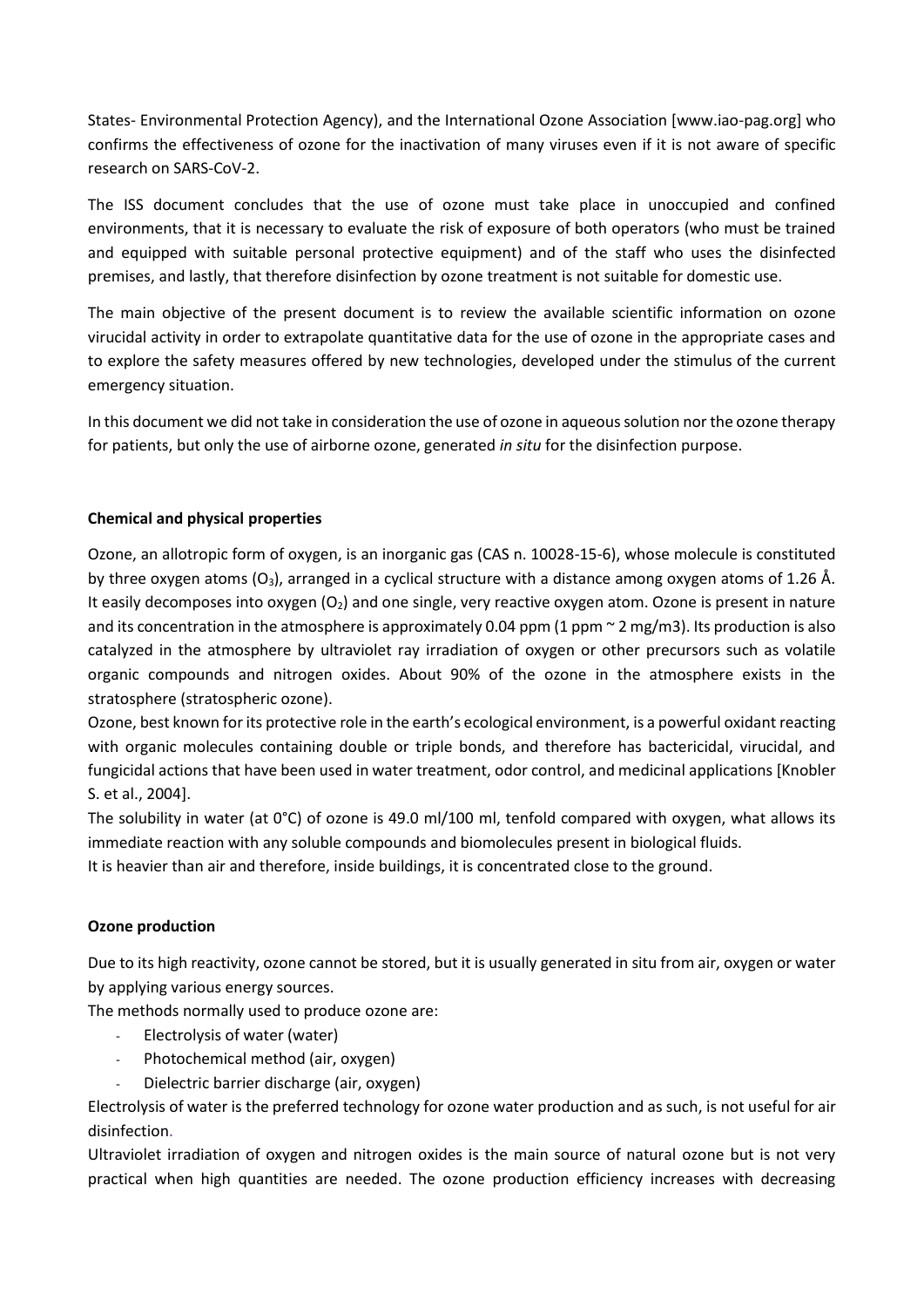States- Environmental Protection Agency), and the International Ozone Association [www.iao-pag.org] who confirms the effectiveness of ozone for the inactivation of many viruses even if it is not aware of specific research on SARS-CoV-2.

The ISS document concludes that the use of ozone must take place in unoccupied and confined environments, that it is necessary to evaluate the risk of exposure of both operators (who must be trained and equipped with suitable personal protective equipment) and of the staff who uses the disinfected premises, and lastly, that therefore disinfection by ozone treatment is not suitable for domestic use.

The main objective of the present document is to review the available scientific information on ozone virucidal activity in order to extrapolate quantitative data for the use of ozone in the appropriate cases and to explore the safety measures offered by new technologies, developed under the stimulus of the current emergency situation.

In this document we did not take in consideration the use of ozone in aqueous solution nor the ozone therapy for patients, but only the use of airborne ozone, generated *in situ* for the disinfection purpose.

**Chemical and physical properties**

Ozone, an allotropic form of oxygen, is an inorganic gas (CAS n. 10028-15-6), whose molecule is constituted by three oxygen atoms ($O_3$), arranged in a cyclical structure with a distance among oxygen atoms of 1.26 Å. It easily decomposes into oxygen ($O_2$) and one single, very reactive oxygen atom. Ozone is present in nature and its concentration in the atmosphere is approximately 0.04 ppm (1 ppm ~ 2 mg/m3). Its production is also catalyzed in the atmosphere by ultraviolet ray irradiation of oxygen or other precursors such as volatile organic compounds and nitrogen oxides. About 90% of the ozone in the atmosphere exists in the stratosphere (stratospheric ozone).

Ozone, best known for its protective role in the earth's ecological environment, is a powerful oxidant reacting with organic molecules containing double or triple bonds, and therefore has bactericidal, virucidal, and fungicidal actions that have been used in water treatment, odor control, and medicinal applications [Knobler S. et al., 2004].

The solubility in water (at 0°C) of ozone is 49.0 ml/100 ml, tenfold compared with oxygen, what allows its immediate reaction with any soluble compounds and biomolecules present in biological fluids.

It is heavier than air and therefore, inside buildings, it is concentrated close to the ground.

**Ozone production**

Due to its high reactivity, ozone cannot be stored, but it is usually generated in situ from air, oxygen or water by applying various energy sources.

The methods normally used to produce ozone are:

- Electrolysis of water (water)
- Photochemical method (air, oxygen)
- Dielectric barrier discharge (air, oxygen)

Electrolysis of water is the preferred technology for ozone water production and as such, is not useful for air disinfection.

Ultraviolet irradiation of oxygen and nitrogen oxides is the main source of natural ozone but is not very practical when high quantities are needed. The ozone production efficiency increases with decreasing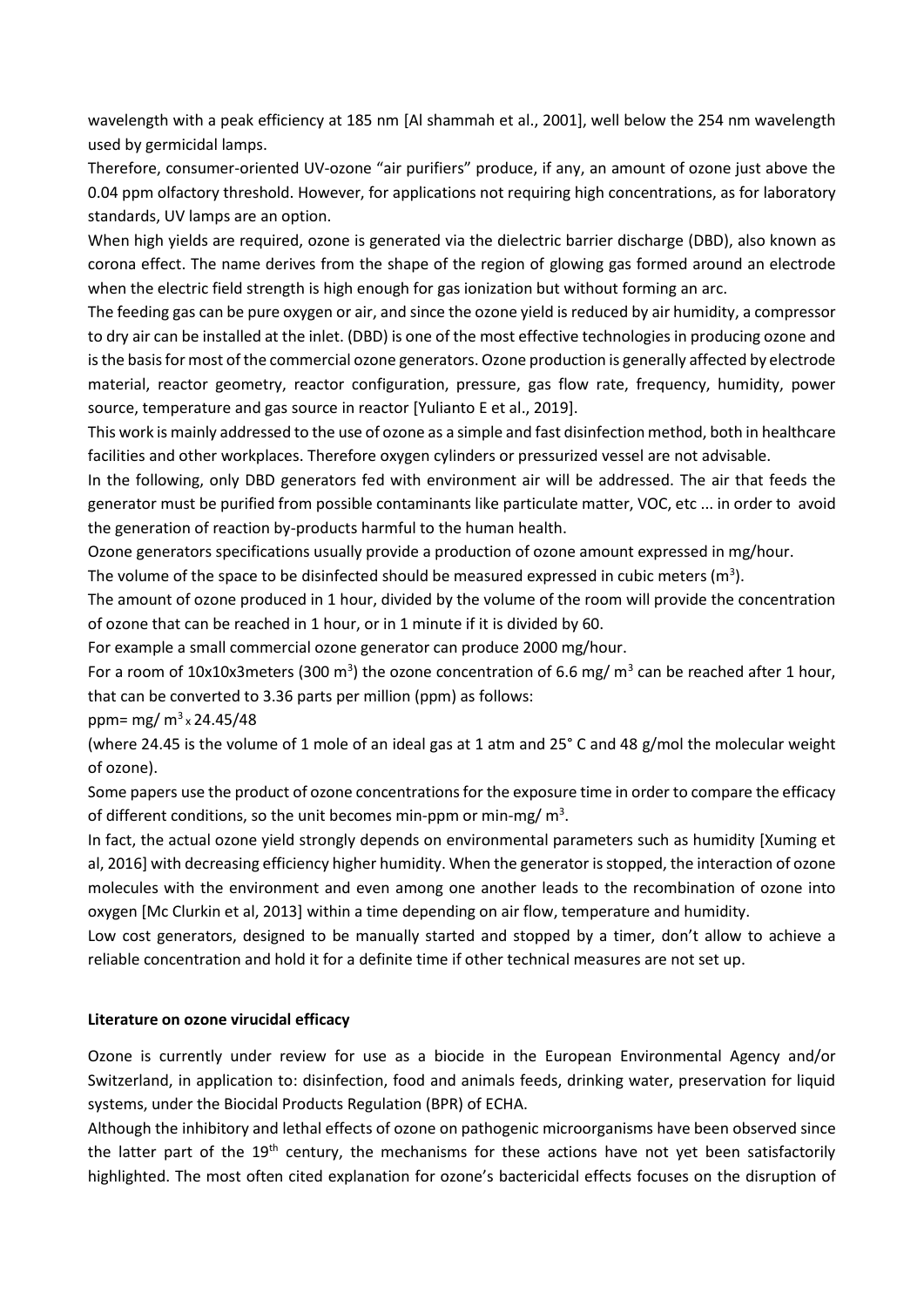wavelength with a peak efficiency at 185 nm [Al shammah et al., 2001], well below the 254 nm wavelength used by germicidal lamps.

Therefore, consumer-oriented UV-ozone "air purifiers" produce, if any, an amount of ozone just above the 0.04 ppm olfactory threshold. However, for applications not requiring high concentrations, as for laboratory standards, UV lamps are an option.

When high yields are required, ozone is generated via the dielectric barrier discharge (DBD), also known as corona effect. The name derives from the shape of the region of glowing gas formed around an electrode when the electric field strength is high enough for gas ionization but without forming an arc.

The feeding gas can be pure oxygen or air, and since the ozone yield is reduced by air humidity, a compressor to dry air can be installed at the inlet. (DBD) is one of the most effective technologies in producing ozone and is the basis for most of the commercial ozone generators. Ozone production is generally affected by electrode material, reactor geometry, reactor configuration, pressure, gas flow rate, frequency, humidity, power source, temperature and gas source in reactor [Yulianto E et al., 2019].

This work is mainly addressed to the use of ozone as a simple and fast disinfection method, both in healthcare facilities and other workplaces. Therefore oxygen cylinders or pressurized vessel are not advisable.

In the following, only DBD generators fed with environment air will be addressed. The air that feeds the generator must be purified from possible contaminants like particulate matter, VOC, etc ... in order to avoid the generation of reaction by-products harmful to the human health.

Ozone generators specifications usually provide a production of ozone amount expressed in mg/hour.

The volume of the space to be disinfected should be measured expressed in cubic meters ($m^3$).

The amount of ozone produced in 1 hour, divided by the volume of the room will provide the concentration of ozone that can be reached in 1 hour, or in 1 minute if it is divided by 60.

For example a small commercial ozone generator can produce 2000 mg/hour.

For a room of 10x10x3meters (300 $m^3$) the ozone concentration of 6.6 mg/ $m^3$ can be reached after 1 hour, that can be converted to 3.36 parts per million (ppm) as follows:

$$ppm = mg/m^3 \times 24.45/48$$

(where 24.45 is the volume of 1 mole of an ideal gas at 1 atm and 25° C and 48 g/mol the molecular weight of ozone).

Some papers use the product of ozone concentrations for the exposure time in order to compare the efficacy of different conditions, so the unit becomes min-ppm or min-mg/ $m^3$.

In fact, the actual ozone yield strongly depends on environmental parameters such as humidity [Xuming et al, 2016] with decreasing efficiency higher humidity. When the generator is stopped, the interaction of ozone molecules with the environment and even among one another leads to the recombination of ozone into oxygen [Mc Clurkin et al, 2013] within a time depending on air flow, temperature and humidity.

Low cost generators, designed to be manually started and stopped by a timer, don't allow to achieve a reliable concentration and hold it for a definite time if other technical measures are not set up.

**Literature on ozone virucidal efficacy**

Ozone is currently under review for use as a biocide in the European Environmental Agency and/or Switzerland, in application to: disinfection, food and animals feeds, drinking water, preservation for liquid systems, under the Biocidal Products Regulation (BPR) of ECHA.

Although the inhibitory and lethal effects of ozone on pathogenic microorganisms have been observed since the latter part of the 19th century, the mechanisms for these actions have not yet been satisfactorily highlighted. The most often cited explanation for ozone's bactericidal effects focuses on the disruption of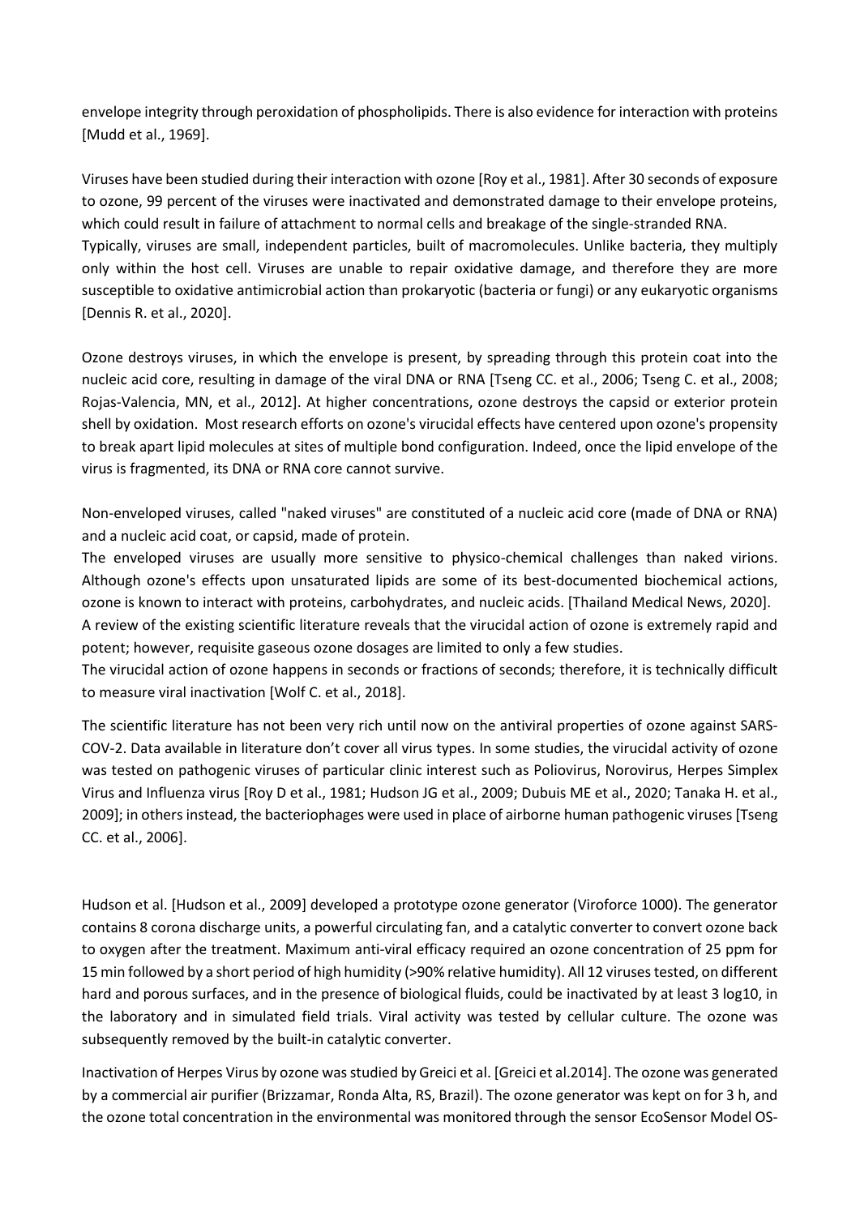envelope integrity through peroxidation of phospholipids. There is also evidence for interaction with proteins [Mudd et al., 1969].

Viruses have been studied during their interaction with ozone [Roy et al., 1981]. After 30 seconds of exposure to ozone, 99 percent of the viruses were inactivated and demonstrated damage to their envelope proteins, which could result in failure of attachment to normal cells and breakage of the single-stranded RNA.
Typically, viruses are small, independent particles, built of macromolecules. Unlike bacteria, they multiply only within the host cell. Viruses are unable to repair oxidative damage, and therefore they are more susceptible to oxidative antimicrobial action than prokaryotic (bacteria or fungi) or any eukaryotic organisms [Dennis R. et al., 2020].

Ozone destroys viruses, in which the envelope is present, by spreading through this protein coat into the nucleic acid core, resulting in damage of the viral DNA or RNA [Tseng CC. et al., 2006; Tseng C. et al., 2008; Rojas-Valencia, MN, et al., 2012]. At higher concentrations, ozone destroys the capsid or exterior protein shell by oxidation. Most research efforts on ozone's virucidal effects have centered upon ozone's propensity to break apart lipid molecules at sites of multiple bond configuration. Indeed, once the lipid envelope of the virus is fragmented, its DNA or RNA core cannot survive.

Non-enveloped viruses, called "naked viruses" are constituted of a nucleic acid core (made of DNA or RNA) and a nucleic acid coat, or capsid, made of protein.
The enveloped viruses are usually more sensitive to physico-chemical challenges than naked virions. Although ozone's effects upon unsaturated lipids are some of its best-documented biochemical actions, ozone is known to interact with proteins, carbohydrates, and nucleic acids. [Thailand Medical News, 2020].
A review of the existing scientific literature reveals that the virucidal action of ozone is extremely rapid and potent; however, requisite gaseous ozone dosages are limited to only a few studies.
The virucidal action of ozone happens in seconds or fractions of seconds; therefore, it is technically difficult to measure viral inactivation [Wolf C. et al., 2018].

The scientific literature has not been very rich until now on the antiviral properties of ozone against SARS-COV-2. Data available in literature don't cover all virus types. In some studies, the virucidal activity of ozone was tested on pathogenic viruses of particular clinic interest such as Poliovirus, Norovirus, Herpes Simplex Virus and Influenza virus [Roy D et al., 1981; Hudson JG et al., 2009; Dubuis ME et al., 2020; Tanaka H. et al., 2009]; in others instead, the bacteriophages were used in place of airborne human pathogenic viruses [Tseng CC. et al., 2006].

Hudson et al. [Hudson et al., 2009] developed a prototype ozone generator (Viroforce 1000). The generator contains 8 corona discharge units, a powerful circulating fan, and a catalytic converter to convert ozone back to oxygen after the treatment. Maximum anti-viral efficacy required an ozone concentration of 25 ppm for 15 min followed by a short period of high humidity (>90% relative humidity). All 12 viruses tested, on different hard and porous surfaces, and in the presence of biological fluids, could be inactivated by at least 3 log10, in the laboratory and in simulated field trials. Viral activity was tested by cellular culture. The ozone was subsequently removed by the built-in catalytic converter.

Inactivation of Herpes Virus by ozone was studied by Greici et al. [Greici et al.2014]. The ozone was generated by a commercial air purifier (Brizzamar, Ronda Alta, RS, Brazil). The ozone generator was kept on for 3 h, and the ozone total concentration in the environmental was monitored through the sensor EcoSensor Model OS-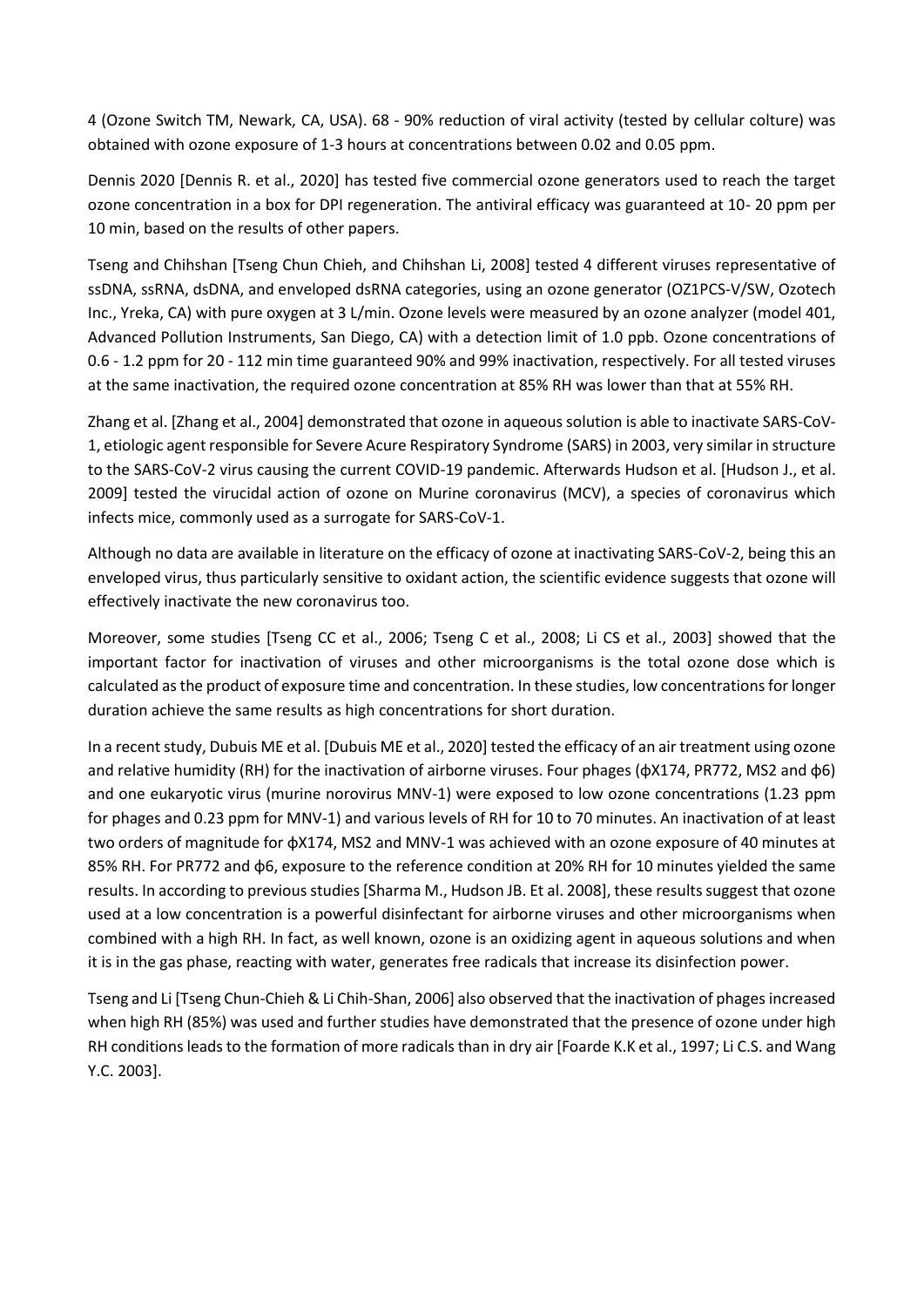4 (Ozone Switch TM, Newark, CA, USA). 68 - 90% reduction of viral activity (tested by cellular colture) was obtained with ozone exposure of 1-3 hours at concentrations between 0.02 and 0.05 ppm.

Dennis 2020 [Dennis R. et al., 2020] has tested five commercial ozone generators used to reach the target ozone concentration in a box for DPI regeneration. The antiviral efficacy was guaranteed at 10- 20 ppm per 10 min, based on the results of other papers.

Tseng and Chihshan [Tseng Chun Chieh, and Chihshan Li, 2008] tested 4 different viruses representative of ssDNA, ssRNA, dsDNA, and enveloped dsRNA categories, using an ozone generator (OZ1PCS-V/SW, Ozotech Inc., Yreka, CA) with pure oxygen at 3 L/min. Ozone levels were measured by an ozone analyzer (model 401, Advanced Pollution Instruments, San Diego, CA) with a detection limit of 1.0 ppb. Ozone concentrations of 0.6 - 1.2 ppm for 20 - 112 min time guaranteed 90% and 99% inactivation, respectively. For all tested viruses at the same inactivation, the required ozone concentration at 85% RH was lower than that at 55% RH.

Zhang et al. [Zhang et al., 2004] demonstrated that ozone in aqueous solution is able to inactivate SARS-CoV-1, etiologic agent responsible for Severe Acure Respiratory Syndrome (SARS) in 2003, very similar in structure to the SARS-CoV-2 virus causing the current COVID-19 pandemic. Afterwards Hudson et al. [Hudson J., et al. 2009] tested the virucidal action of ozone on Murine coronavirus (MCV), a species of coronavirus which infects mice, commonly used as a surrogate for SARS-CoV-1.

Although no data are available in literature on the efficacy of ozone at inactivating SARS-CoV-2, being this an enveloped virus, thus particularly sensitive to oxidant action, the scientific evidence suggests that ozone will effectively inactivate the new coronavirus too.

Moreover, some studies [Tseng CC et al., 2006; Tseng C et al., 2008; Li CS et al., 2003] showed that the important factor for inactivation of viruses and other microorganisms is the total ozone dose which is calculated as the product of exposure time and concentration. In these studies, low concentrations for longer duration achieve the same results as high concentrations for short duration.

In a recent study, Dubuis ME et al. [Dubuis ME et al., 2020] tested the efficacy of an air treatment using ozone and relative humidity (RH) for the inactivation of airborne viruses. Four phages (ϕX174, PR772, MS2 and ϕ6) and one eukaryotic virus (murine norovirus MNV-1) were exposed to low ozone concentrations (1.23 ppm for phages and 0.23 ppm for MNV-1) and various levels of RH for 10 to 70 minutes. An inactivation of at least two orders of magnitude for ϕX174, MS2 and MNV-1 was achieved with an ozone exposure of 40 minutes at 85% RH. For PR772 and ϕ6, exposure to the reference condition at 20% RH for 10 minutes yielded the same results. In according to previous studies [Sharma M., Hudson JB. Et al. 2008], these results suggest that ozone used at a low concentration is a powerful disinfectant for airborne viruses and other microorganisms when combined with a high RH. In fact, as well known, ozone is an oxidizing agent in aqueous solutions and when it is in the gas phase, reacting with water, generates free radicals that increase its disinfection power.

Tseng and Li [Tseng Chun-Chieh & Li Chih-Shan, 2006] also observed that the inactivation of phages increased when high RH (85%) was used and further studies have demonstrated that the presence of ozone under high RH conditions leads to the formation of more radicals than in dry air [Foarde K.K et al., 1997; Li C.S. and Wang Y.C. 2003].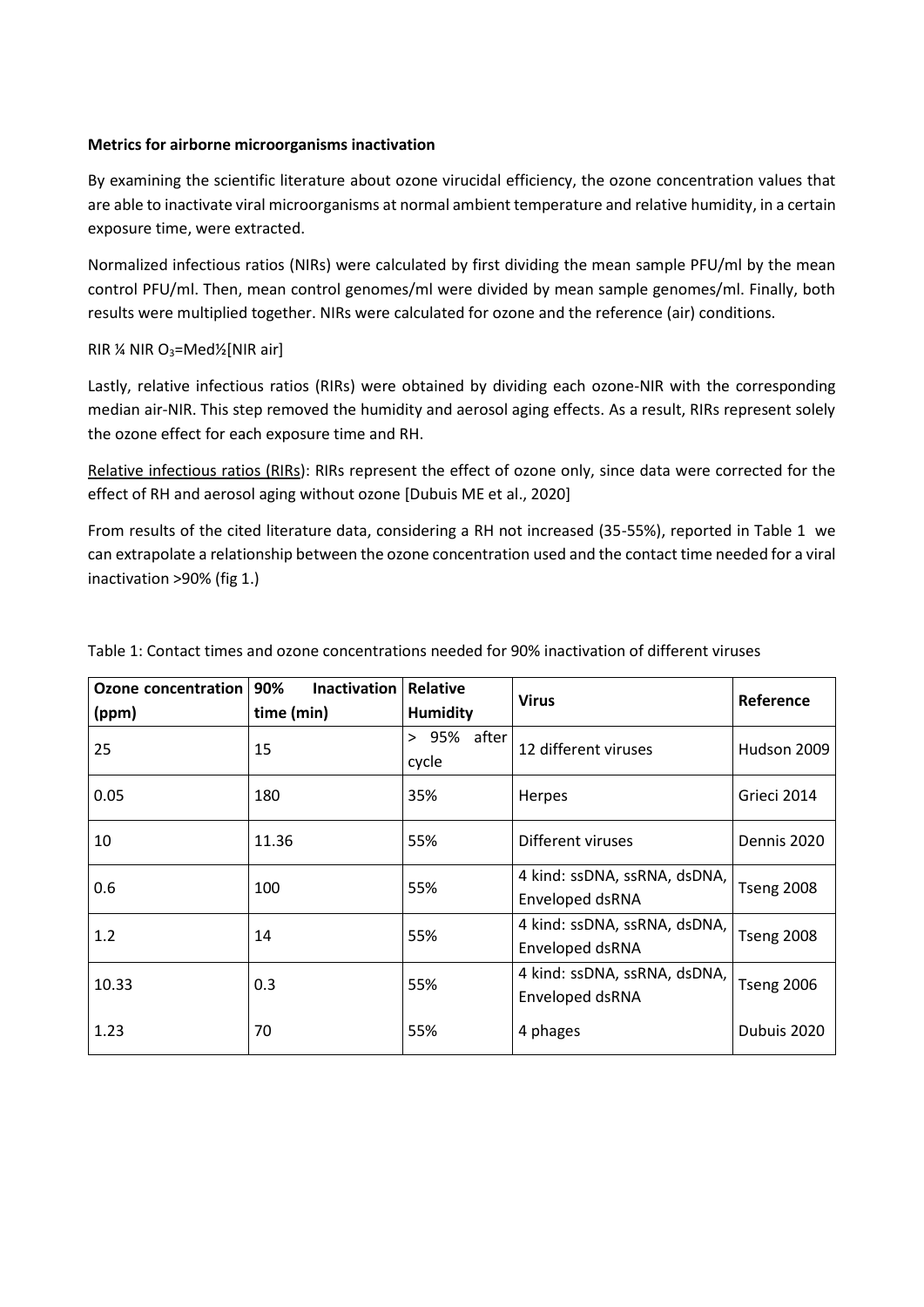**Metrics for airborne microorganisms inactivation**

By examining the scientific literature about ozone virucidal efficiency, the ozone concentration values that are able to inactivate viral microorganisms at normal ambient temperature and relative humidity, in a certain exposure time, were extracted.

Normalized infectious ratios (NIRs) were calculated by first dividing the mean sample PFU/ml by the mean control PFU/ml. Then, mean control genomes/ml were divided by mean sample genomes/ml. Finally, both results were multiplied together. NIRs were calculated for ozone and the reference (air) conditions.

RIR ¼ NIR $O_3$=Med½[NIR air]

Lastly, relative infectious ratios (RIRs) were obtained by dividing each ozone-NIR with the corresponding median air-NIR. This step removed the humidity and aerosol aging effects. As a result, RIRs represent solely the ozone effect for each exposure time and RH.

Relative infectious ratios (RIRs): RIRs represent the effect of ozone only, since data were corrected for the effect of RH and aerosol aging without ozone [Dubuis ME et al., 2020]

From results of the cited literature data, considering a RH not increased (35-55%), reported in Table 1 we can extrapolate a relationship between the ozone concentration used and the contact time needed for a viral inactivation >90% (fig 1.)

Table 1: Contact times and ozone concentrations needed for 90% inactivation of different viruses

| Ozone concentration (ppm) | 90% Inactivation time (min) | Relative Humidity | Virus | Reference |
|---|---|---|---|---|
| 25 | 15 | > 95% after cycle | 12 different viruses | Hudson 2009 |
| 0.05 | 180 | 35% | Herpes | Grieci 2014 |
| 10 | 11.36 | 55% | Different viruses | Dennis 2020 |
| 0.6 | 100 | 55% | 4 kind: ssDNA, ssRNA, dsDNA, Enveloped dsRNA | Tseng 2008 |
| 1.2 | 14 | 55% | 4 kind: ssDNA, ssRNA, dsDNA, Enveloped dsRNA | Tseng 2008 |
| 10.33 | 0.3 | 55% | 4 kind: ssDNA, ssRNA, dsDNA, Enveloped dsRNA | Tseng 2006 |
| 1.23 | 70 | 55% | 4 phages | Dubuis 2020 |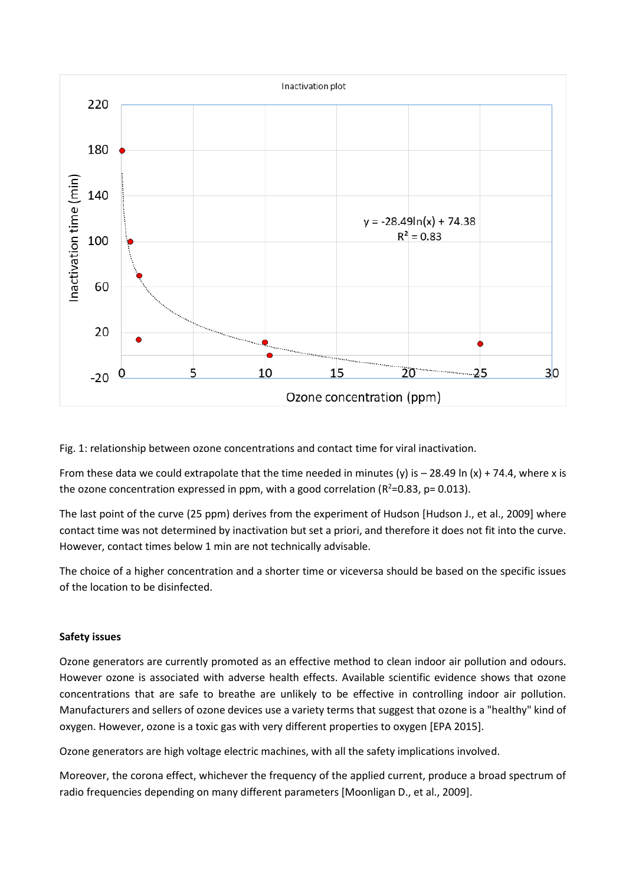Fig. 1: relationship between ozone concentrations and contact time for viral inactivation.

From these data we could extrapolate that the time needed in minutes (y) is – 28.49 ln (x) + 74.4, where x is the ozone concentration expressed in ppm, with a good correlation ($R^2$=0.83, p= 0.013).

The last point of the curve (25 ppm) derives from the experiment of Hudson [Hudson J., et al., 2009] where contact time was not determined by inactivation but set a priori, and therefore it does not fit into the curve. However, contact times below 1 min are not technically advisable.

The choice of a higher concentration and a shorter time or viceversa should be based on the specific issues of the location to be disinfected.

**Safety issues**

Ozone generators are currently promoted as an effective method to clean indoor air pollution and odours. However ozone is associated with adverse health effects. Available scientific evidence shows that ozone concentrations that are safe to breathe are unlikely to be effective in controlling indoor air pollution. Manufacturers and sellers of ozone devices use a variety terms that suggest that ozone is a "healthy" kind of oxygen. However, ozone is a toxic gas with very different properties to oxygen [EPA 2015].

Ozone generators are high voltage electric machines, with all the safety implications involved.

Moreover, the corona effect, whichever the frequency of the applied current, produce a broad spectrum of radio frequencies depending on many different parameters [Moonligan D., et al., 2009].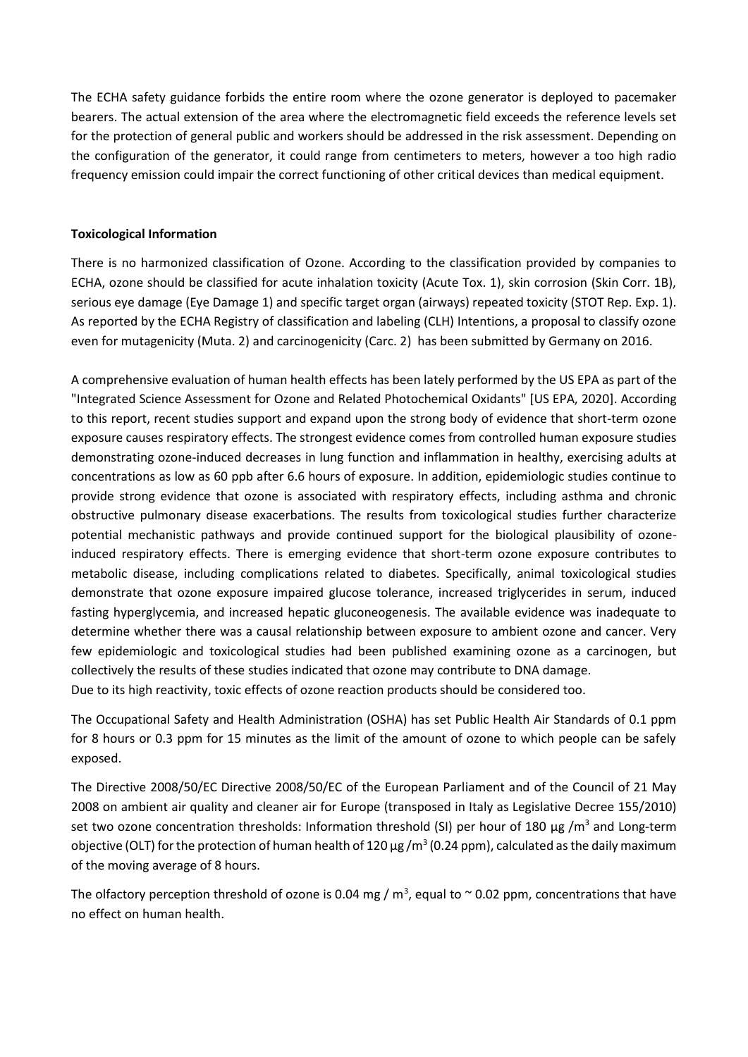The ECHA safety guidance forbids the entire room where the ozone generator is deployed to pacemaker bearers. The actual extension of the area where the electromagnetic field exceeds the reference levels set for the protection of general public and workers should be addressed in the risk assessment. Depending on the configuration of the generator, it could range from centimeters to meters, however a too high radio frequency emission could impair the correct functioning of other critical devices than medical equipment.

**Toxicological Information**

There is no harmonized classification of Ozone. According to the classification provided by companies to ECHA, ozone should be classified for acute inhalation toxicity (Acute Tox. 1), skin corrosion (Skin Corr. 1B), serious eye damage (Eye Damage 1) and specific target organ (airways) repeated toxicity (STOT Rep. Exp. 1). As reported by the ECHA Registry of classification and labeling (CLH) Intentions, a proposal to classify ozone even for mutagenicity (Muta. 2) and carcinogenicity (Carc. 2) has been submitted by Germany on 2016.

A comprehensive evaluation of human health effects has been lately performed by the US EPA as part of the "Integrated Science Assessment for Ozone and Related Photochemical Oxidants" [US EPA, 2020]. According to this report, recent studies support and expand upon the strong body of evidence that short-term ozone exposure causes respiratory effects. The strongest evidence comes from controlled human exposure studies demonstrating ozone-induced decreases in lung function and inflammation in healthy, exercising adults at concentrations as low as 60 ppb after 6.6 hours of exposure. In addition, epidemiologic studies continue to provide strong evidence that ozone is associated with respiratory effects, including asthma and chronic obstructive pulmonary disease exacerbations. The results from toxicological studies further characterize potential mechanistic pathways and provide continued support for the biological plausibility of ozone-induced respiratory effects. There is emerging evidence that short-term ozone exposure contributes to metabolic disease, including complications related to diabetes. Specifically, animal toxicological studies demonstrate that ozone exposure impaired glucose tolerance, increased triglycerides in serum, induced fasting hyperglycemia, and increased hepatic gluconeogenesis. The available evidence was inadequate to determine whether there was a causal relationship between exposure to ambient ozone and cancer. Very few epidemiologic and toxicological studies had been published examining ozone as a carcinogen, but collectively the results of these studies indicated that ozone may contribute to DNA damage.
Due to its high reactivity, toxic effects of ozone reaction products should be considered too.

The Occupational Safety and Health Administration (OSHA) has set Public Health Air Standards of 0.1 ppm for 8 hours or 0.3 ppm for 15 minutes as the limit of the amount of ozone to which people can be safely exposed.

The Directive 2008/50/EC Directive 2008/50/EC of the European Parliament and of the Council of 21 May 2008 on ambient air quality and cleaner air for Europe (transposed in Italy as Legislative Decree 155/2010) set two ozone concentration thresholds: Information threshold (SI) per hour of 180 µg /$m^3$ and Long-term objective (OLT) for the protection of human health of 120 µg /$m^3$ (0.24 ppm), calculated as the daily maximum of the moving average of 8 hours.

The olfactory perception threshold of ozone is 0.04 mg / $m^3$, equal to ~ 0.02 ppm, concentrations that have no effect on human health.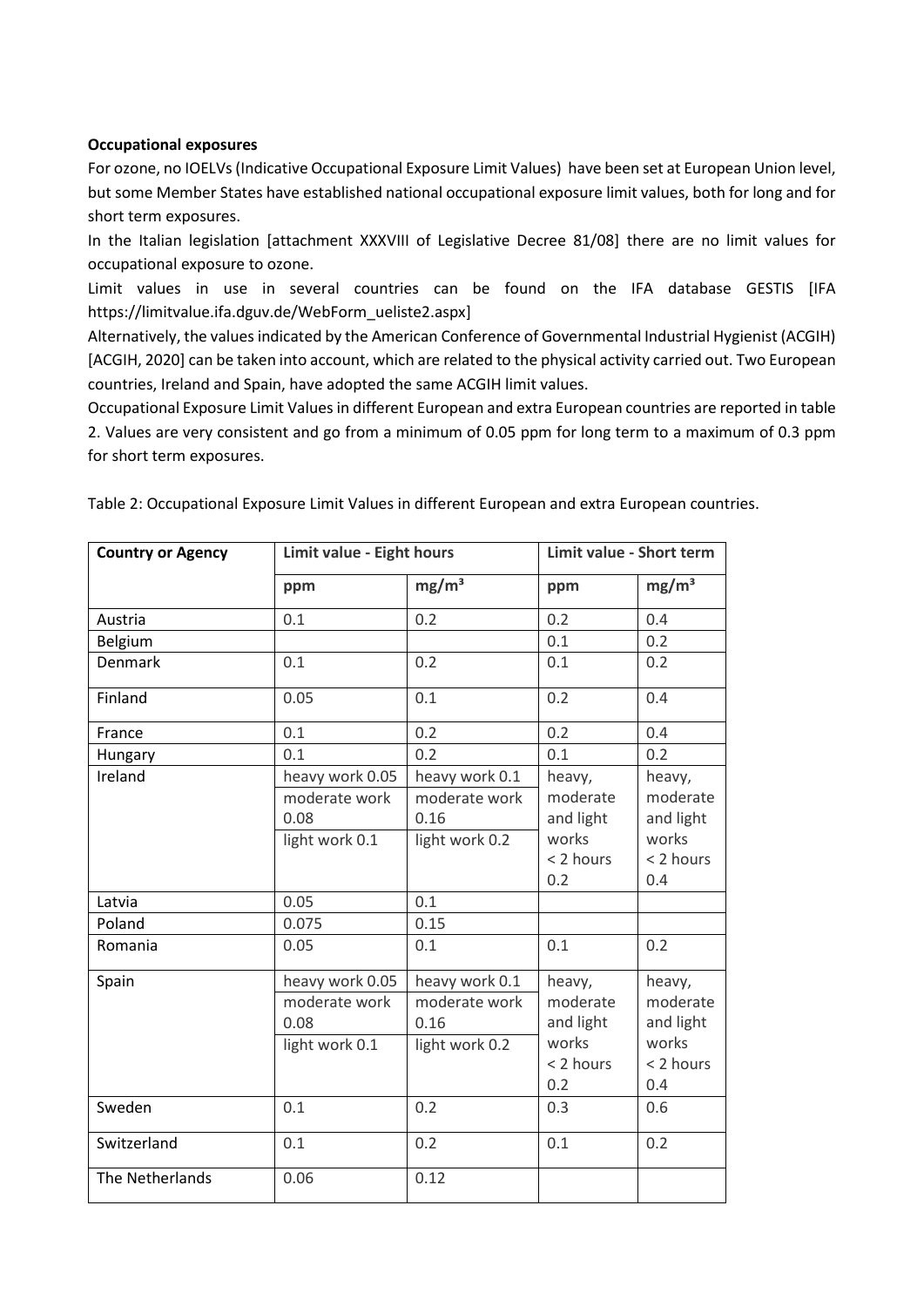**Occupational exposures**

For ozone, no IOELVs (Indicative Occupational Exposure Limit Values) have been set at European Union level, but some Member States have established national occupational exposure limit values, both for long and for short term exposures.

In the Italian legislation [attachment XXXVIII of Legislative Decree 81/08] there are no limit values for occupational exposure to ozone.

Limit values in use in several countries can be found on the IFA database GESTIS [IFA https://limitvalue.ifa.dguv.de/WebForm_ueliste2.aspx]

Alternatively, the values indicated by the American Conference of Governmental Industrial Hygienist (ACGIH) [ACGIH, 2020] can be taken into account, which are related to the physical activity carried out. Two European countries, Ireland and Spain, have adopted the same ACGIH limit values.

Occupational Exposure Limit Values in different European and extra European countries are reported in table 2. Values are very consistent and go from a minimum of 0.05 ppm for long term to a maximum of 0.3 ppm for short term exposures.

Table 2: Occupational Exposure Limit Values in different European and extra European countries.

| Country or Agency | Limit value - Eight hours | | Limit value - Short term | |
|---|---|---|---|---|
| | ppm | mg/m³ | ppm | mg/m³ |
| Austria | 0.1 | 0.2 | 0.2 | 0.4 |
| Belgium | | | 0.1 | 0.2 |
| Denmark | 0.1 | 0.2 | 0.1 | 0.2 |
| Finland | 0.05 | 0.1 | 0.2 | 0.4 |
| France | 0.1 | 0.2 | 0.2 | 0.4 |
| Hungary | 0.1 | 0.2 | 0.1 | 0.2 |
| Ireland | heavy work 0.05<br>moderate work 0.08<br>light work 0.1 | heavy work 0.1<br>moderate work 0.16<br>light work 0.2 | heavy, moderate and light works < 2 hours 0.2 | heavy, moderate and light works < 2 hours 0.4 |
| Latvia | 0.05 | 0.1 | | |
| Poland | 0.075 | 0.15 | | |
| Romania | 0.05 | 0.1 | 0.1 | 0.2 |
| Spain | heavy work 0.05<br>moderate work 0.08<br>light work 0.1 | heavy work 0.1<br>moderate work 0.16<br>light work 0.2 | heavy, moderate and light works < 2 hours 0.2 | heavy, moderate and light works < 2 hours 0.4 |
| Sweden | 0.1 | 0.2 | 0.3 | 0.6 |
| Switzerland | 0.1 | 0.2 | 0.1 | 0.2 |
| The Netherlands | 0.06 | 0.12 | | |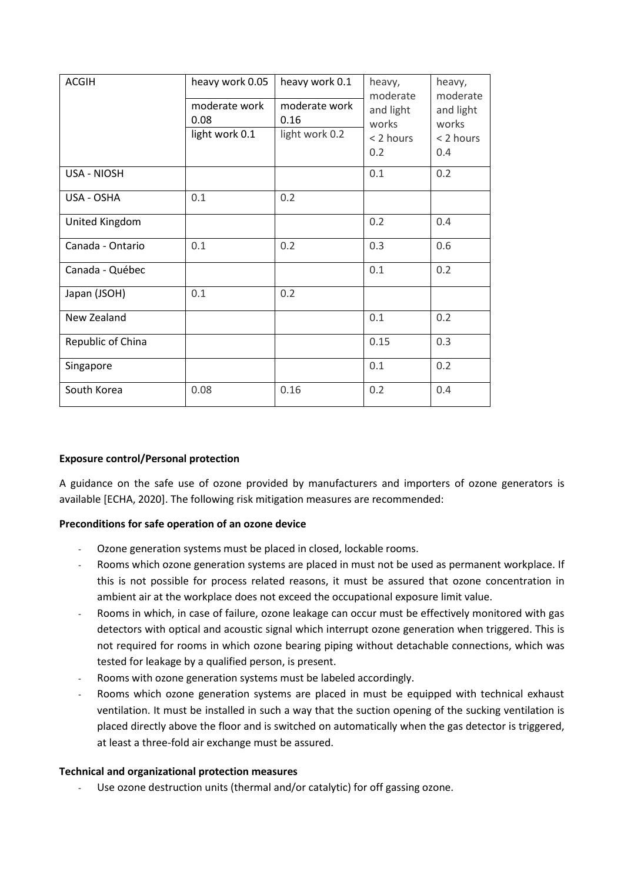| ACGIH | heavy work 0.05<br>moderate work 0.08<br>light work 0.1 | heavy work 0.1<br>moderate work 0.16<br>light work 0.2 | heavy, moderate and light works < 2 hours 0.2 | heavy, moderate and light works < 2 hours 0.4 |
|---|---|---|---|---|
| USA - NIOSH | | | 0.1 | 0.2 |
| USA - OSHA | 0.1 | 0.2 | | |
| United Kingdom | | | 0.2 | 0.4 |
| Canada - Ontario | 0.1 | 0.2 | 0.3 | 0.6 |
| Canada - Québec | | | 0.1 | 0.2 |
| Japan (JSOH) | 0.1 | 0.2 | | |
| New Zealand | | | 0.1 | 0.2 |
| Republic of China | | | 0.15 | 0.3 |
| Singapore | | | 0.1 | 0.2 |
| South Korea | 0.08 | 0.16 | 0.2 | 0.4 |

**Exposure control/Personal protection**

A guidance on the safe use of ozone provided by manufacturers and importers of ozone generators is available [ECHA, 2020]. The following risk mitigation measures are recommended:

**Preconditions for safe operation of an ozone device**

- Ozone generation systems must be placed in closed, lockable rooms.
- Rooms which ozone generation systems are placed in must not be used as permanent workplace. If this is not possible for process related reasons, it must be assured that ozone concentration in ambient air at the workplace does not exceed the occupational exposure limit value.
- Rooms in which, in case of failure, ozone leakage can occur must be effectively monitored with gas detectors with optical and acoustic signal which interrupt ozone generation when triggered. This is not required for rooms in which ozone bearing piping without detachable connections, which was tested for leakage by a qualified person, is present.
- Rooms with ozone generation systems must be labeled accordingly.
- Rooms which ozone generation systems are placed in must be equipped with technical exhaust ventilation. It must be installed in such a way that the suction opening of the sucking ventilation is placed directly above the floor and is switched on automatically when the gas detector is triggered, at least a three-fold air exchange must be assured.

**Technical and organizational protection measures**

- Use ozone destruction units (thermal and/or catalytic) for off gassing ozone.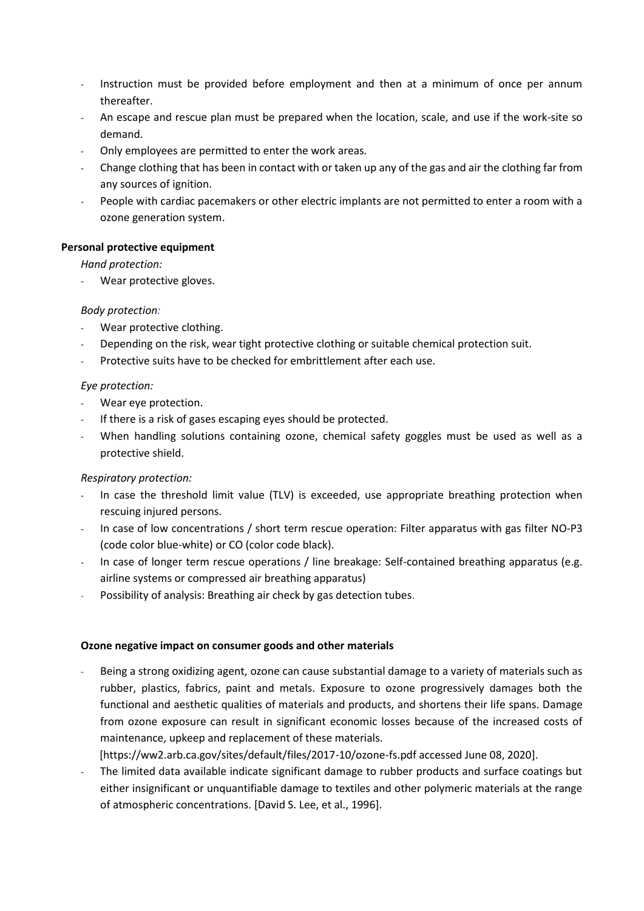- Instruction must be provided before employment and then at a minimum of once per annum thereafter.
- An escape and rescue plan must be prepared when the location, scale, and use if the work-site so demand.
- Only employees are permitted to enter the work areas.
- Change clothing that has been in contact with or taken up any of the gas and air the clothing far from any sources of ignition.
- People with cardiac pacemakers or other electric implants are not permitted to enter a room with a ozone generation system.

**Personal protective equipment**

*Hand protection:*

- Wear protective gloves.

*Body protection:*

- Wear protective clothing.
- Depending on the risk, wear tight protective clothing or suitable chemical protection suit.
- Protective suits have to be checked for embrittlement after each use.

*Eye protection:*

- Wear eye protection.
- If there is a risk of gases escaping eyes should be protected.
- When handling solutions containing ozone, chemical safety goggles must be used as well as a protective shield.

*Respiratory protection:*

- In case the threshold limit value (TLV) is exceeded, use appropriate breathing protection when rescuing injured persons.
- In case of low concentrations / short term rescue operation: Filter apparatus with gas filter NO-P3 (code color blue-white) or CO (color code black).
- In case of longer term rescue operations / line breakage: Self-contained breathing apparatus (e.g. airline systems or compressed air breathing apparatus)
- Possibility of analysis: Breathing air check by gas detection tubes.

**Ozone negative impact on consumer goods and other materials**

- Being a strong oxidizing agent, ozone can cause substantial damage to a variety of materials such as rubber, plastics, fabrics, paint and metals. Exposure to ozone progressively damages both the functional and aesthetic qualities of materials and products, and shortens their life spans. Damage from ozone exposure can result in significant economic losses because of the increased costs of maintenance, upkeep and replacement of these materials. [https://ww2.arb.ca.gov/sites/default/files/2017-10/ozone-fs.pdf accessed June 08, 2020].
- The limited data available indicate significant damage to rubber products and surface coatings but either insignificant or unquantifiable damage to textiles and other polymeric materials at the range of atmospheric concentrations. [David S. Lee, et al., 1996].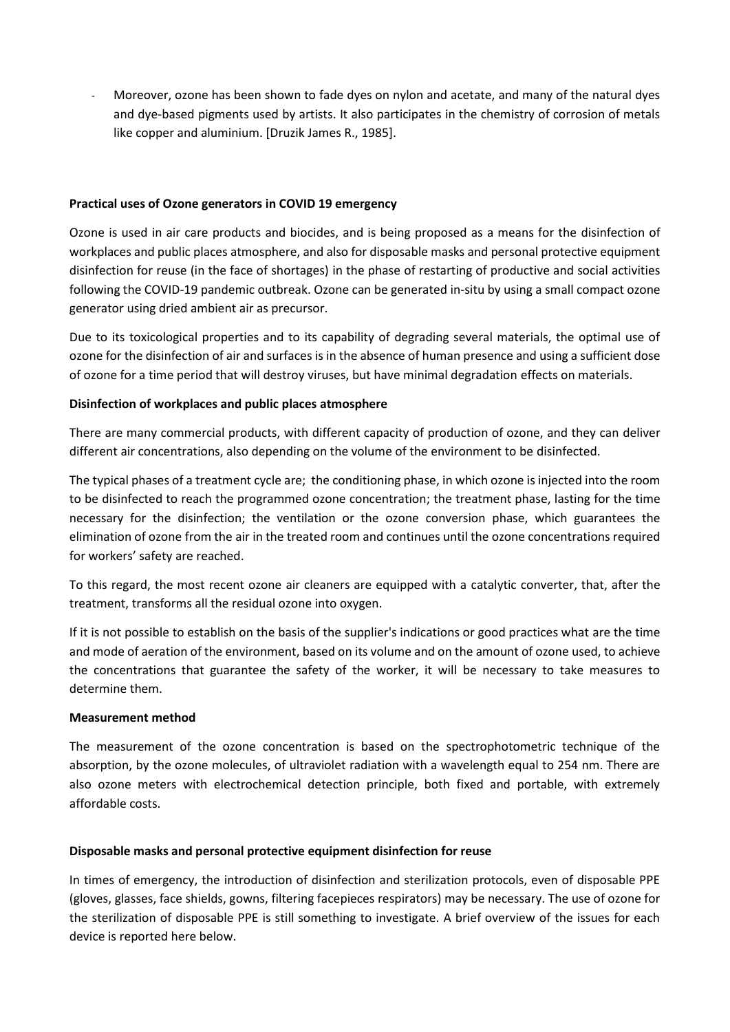- Moreover, ozone has been shown to fade dyes on nylon and acetate, and many of the natural dyes and dye-based pigments used by artists. It also participates in the chemistry of corrosion of metals like copper and aluminium. [Druzik James R., 1985].

**Practical uses of Ozone generators in COVID 19 emergency**

Ozone is used in air care products and biocides, and is being proposed as a means for the disinfection of workplaces and public places atmosphere, and also for disposable masks and personal protective equipment disinfection for reuse (in the face of shortages) in the phase of restarting of productive and social activities following the COVID-19 pandemic outbreak. Ozone can be generated in-situ by using a small compact ozone generator using dried ambient air as precursor.

Due to its toxicological properties and to its capability of degrading several materials, the optimal use of ozone for the disinfection of air and surfaces is in the absence of human presence and using a sufficient dose of ozone for a time period that will destroy viruses, but have minimal degradation effects on materials.

**Disinfection of workplaces and public places atmosphere**

There are many commercial products, with different capacity of production of ozone, and they can deliver different air concentrations, also depending on the volume of the environment to be disinfected.

The typical phases of a treatment cycle are; the conditioning phase, in which ozone is injected into the room to be disinfected to reach the programmed ozone concentration; the treatment phase, lasting for the time necessary for the disinfection; the ventilation or the ozone conversion phase, which guarantees the elimination of ozone from the air in the treated room and continues until the ozone concentrations required for workers' safety are reached.

To this regard, the most recent ozone air cleaners are equipped with a catalytic converter, that, after the treatment, transforms all the residual ozone into oxygen.

If it is not possible to establish on the basis of the supplier's indications or good practices what are the time and mode of aeration of the environment, based on its volume and on the amount of ozone used, to achieve the concentrations that guarantee the safety of the worker, it will be necessary to take measures to determine them.

**Measurement method**

The measurement of the ozone concentration is based on the spectrophotometric technique of the absorption, by the ozone molecules, of ultraviolet radiation with a wavelength equal to 254 nm. There are also ozone meters with electrochemical detection principle, both fixed and portable, with extremely affordable costs.

**Disposable masks and personal protective equipment disinfection for reuse**

In times of emergency, the introduction of disinfection and sterilization protocols, even of disposable PPE (gloves, glasses, face shields, gowns, filtering facepieces respirators) may be necessary. The use of ozone for the sterilization of disposable PPE is still something to investigate. A brief overview of the issues for each device is reported here below.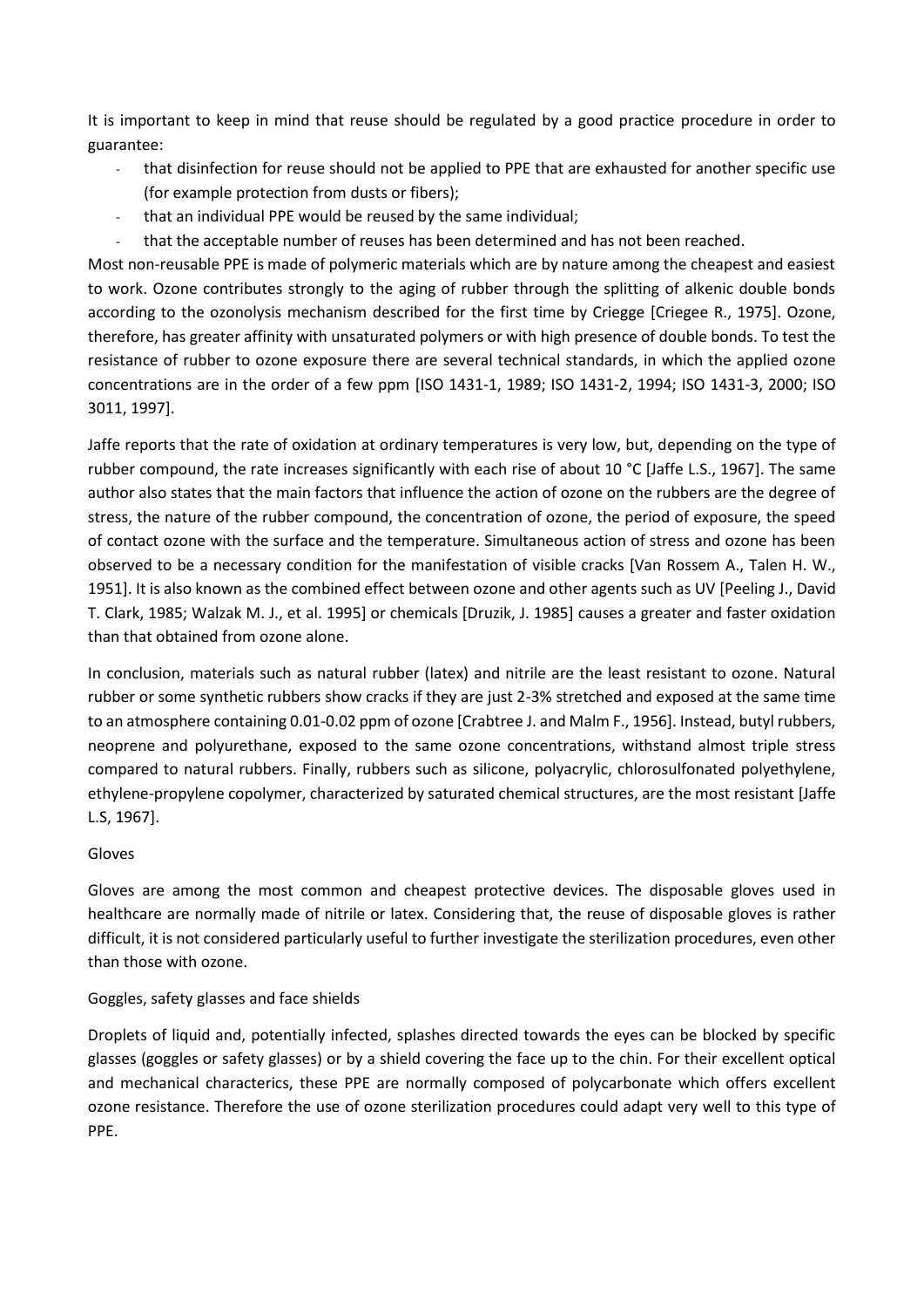It is important to keep in mind that reuse should be regulated by a good practice procedure in order to guarantee:

- that disinfection for reuse should not be applied to PPE that are exhausted for another specific use (for example protection from dusts or fibers);
- that an individual PPE would be reused by the same individual;
- that the acceptable number of reuses has been determined and has not been reached.

Most non-reusable PPE is made of polymeric materials which are by nature among the cheapest and easiest to work. Ozone contributes strongly to the aging of rubber through the splitting of alkenic double bonds according to the ozonolysis mechanism described for the first time by Criegge [Criegee R., 1975]. Ozone, therefore, has greater affinity with unsaturated polymers or with high presence of double bonds. To test the resistance of rubber to ozone exposure there are several technical standards, in which the applied ozone concentrations are in the order of a few ppm [ISO 1431-1, 1989; ISO 1431-2, 1994; ISO 1431-3, 2000; ISO 3011, 1997].

Jaffe reports that the rate of oxidation at ordinary temperatures is very low, but, depending on the type of rubber compound, the rate increases significantly with each rise of about 10 °C [Jaffe L.S., 1967]. The same author also states that the main factors that influence the action of ozone on the rubbers are the degree of stress, the nature of the rubber compound, the concentration of ozone, the period of exposure, the speed of contact ozone with the surface and the temperature. Simultaneous action of stress and ozone has been observed to be a necessary condition for the manifestation of visible cracks [Van Rossem A., Talen H. W., 1951]. It is also known as the combined effect between ozone and other agents such as UV [Peeling J., David T. Clark, 1985; Walzak M. J., et al. 1995] or chemicals [Druzik, J. 1985] causes a greater and faster oxidation than that obtained from ozone alone.

In conclusion, materials such as natural rubber (latex) and nitrile are the least resistant to ozone. Natural rubber or some synthetic rubbers show cracks if they are just 2-3% stretched and exposed at the same time to an atmosphere containing 0.01-0.02 ppm of ozone [Crabtree J. and Malm F., 1956]. Instead, butyl rubbers, neoprene and polyurethane, exposed to the same ozone concentrations, withstand almost triple stress compared to natural rubbers. Finally, rubbers such as silicone, polyacrylic, chlorosulfonated polyethylene, ethylene-propylene copolymer, characterized by saturated chemical structures, are the most resistant [Jaffe L.S, 1967].

Gloves

Gloves are among the most common and cheapest protective devices. The disposable gloves used in healthcare are normally made of nitrile or latex. Considering that, the reuse of disposable gloves is rather difficult, it is not considered particularly useful to further investigate the sterilization procedures, even other than those with ozone.

Goggles, safety glasses and face shields

Droplets of liquid and, potentially infected, splashes directed towards the eyes can be blocked by specific glasses (goggles or safety glasses) or by a shield covering the face up to the chin. For their excellent optical and mechanical charactecrics, these PPE are normally composed of polycarbonate which offers excellent ozone resistance. Therefore the use of ozone sterilization procedures could adapt very well to this type of PPE.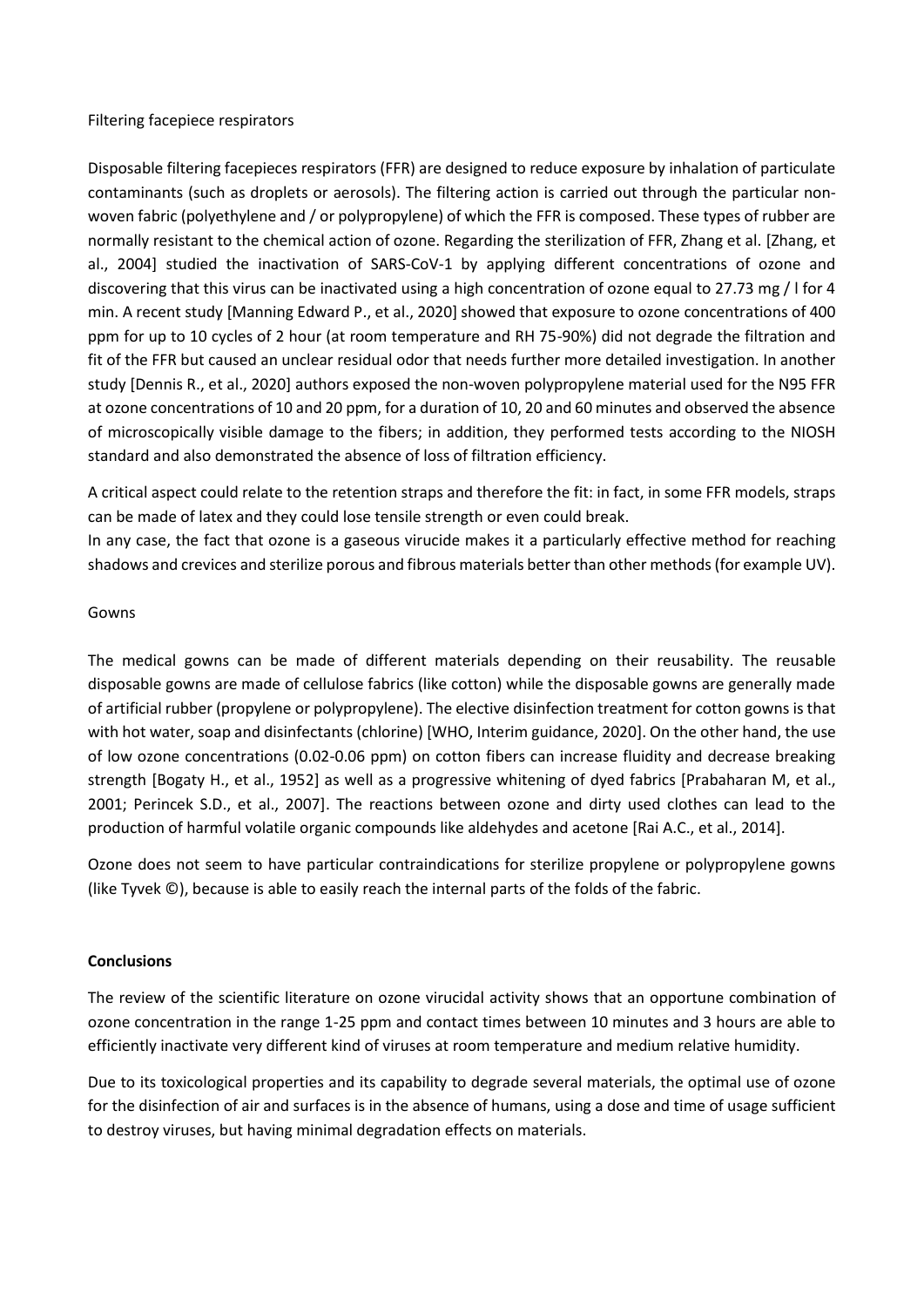Filtering facepiece respirators

Disposable filtering facepieces respirators (FFR) are designed to reduce exposure by inhalation of particulate contaminants (such as droplets or aerosols). The filtering action is carried out through the particular non-woven fabric (polyethylene and / or polypropylene) of which the FFR is composed. These types of rubber are normally resistant to the chemical action of ozone. Regarding the sterilization of FFR, Zhang et al. [Zhang, et al., 2004] studied the inactivation of SARS-CoV-1 by applying different concentrations of ozone and discovering that this virus can be inactivated using a high concentration of ozone equal to 27.73 mg / l for 4 min. A recent study [Manning Edward P., et al., 2020] showed that exposure to ozone concentrations of 400 ppm for up to 10 cycles of 2 hour (at room temperature and RH 75-90%) did not degrade the filtration and fit of the FFR but caused an unclear residual odor that needs further more detailed investigation. In another study [Dennis R., et al., 2020] authors exposed the non-woven polypropylene material used for the N95 FFR at ozone concentrations of 10 and 20 ppm, for a duration of 10, 20 and 60 minutes and observed the absence of microscopically visible damage to the fibers; in addition, they performed tests according to the NIOSH standard and also demonstrated the absence of loss of filtration efficiency.

A critical aspect could relate to the retention straps and therefore the fit: in fact, in some FFR models, straps can be made of latex and they could lose tensile strength or even could break.
In any case, the fact that ozone is a gaseous virucide makes it a particularly effective method for reaching shadows and crevices and sterilize porous and fibrous materials better than other methods (for example UV).

Gowns

The medical gowns can be made of different materials depending on their reusability. The reusable disposable gowns are made of cellulose fabrics (like cotton) while the disposable gowns are generally made of artificial rubber (propylene or polypropylene). The elective disinfection treatment for cotton gowns is that with hot water, soap and disinfectants (chlorine) [WHO, Interim guidance, 2020]. On the other hand, the use of low ozone concentrations (0.02-0.06 ppm) on cotton fibers can increase fluidity and decrease breaking strength [Bogaty H., et al., 1952] as well as a progressive whitening of dyed fabrics [Prabaharan M, et al., 2001; Perincek S.D., et al., 2007]. The reactions between ozone and dirty used clothes can lead to the production of harmful volatile organic compounds like aldehydes and acetone [Rai A.C., et al., 2014].

Ozone does not seem to have particular contraindications for sterilize propylene or polypropylene gowns (like Tyvek ©), because is able to easily reach the internal parts of the folds of the fabric.

**Conclusions**

The review of the scientific literature on ozone virucidal activity shows that an opportune combination of ozone concentration in the range 1-25 ppm and contact times between 10 minutes and 3 hours are able to efficiently inactivate very different kind of viruses at room temperature and medium relative humidity.

Due to its toxicological properties and its capability to degrade several materials, the optimal use of ozone for the disinfection of air and surfaces is in the absence of humans, using a dose and time of usage sufficient to destroy viruses, but having minimal degradation effects on materials.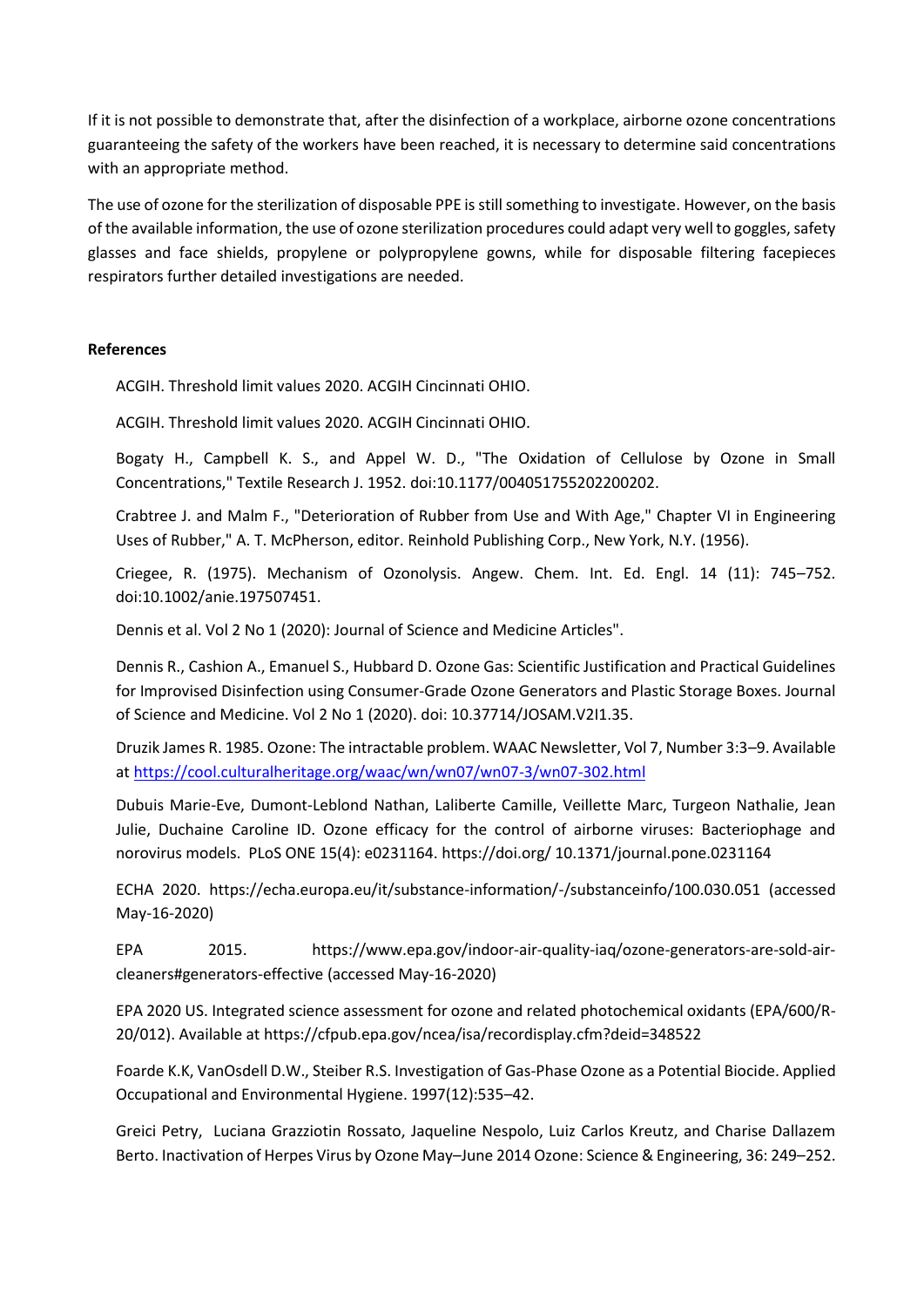If it is not possible to demonstrate that, after the disinfection of a workplace, airborne ozone concentrations guaranteeing the safety of the workers have been reached, it is necessary to determine said concentrations with an appropriate method.

The use of ozone for the sterilization of disposable PPE is still something to investigate. However, on the basis of the available information, the use of ozone sterilization procedures could adapt very well to goggles, safety glasses and face shields, propylene or polypropylene gowns, while for disposable filtering facepieces respirators further detailed investigations are needed.

**References**

ACGIH. Threshold limit values 2020. ACGIH Cincinnati OHIO.

ACGIH. Threshold limit values 2020. ACGIH Cincinnati OHIO.

Bogaty H., Campbell K. S., and Appel W. D., "The Oxidation of Cellulose by Ozone in Small Concentrations," Textile Research J. 1952. doi:10.1177/004051755202200202.

Crabtree J. and Malm F., "Deterioration of Rubber from Use and With Age," Chapter VI in Engineering Uses of Rubber," A. T. McPherson, editor. Reinhold Publishing Corp., New York, N.Y. (1956).

Criegee, R. (1975). Mechanism of Ozonolysis. Angew. Chem. Int. Ed. Engl. 14 (11): 745–752. doi:10.1002/anie.197507451.

Dennis et al. Vol 2 No 1 (2020): Journal of Science and Medicine Articles".

Dennis R., Cashion A., Emanuel S., Hubbard D. Ozone Gas: Scientific Justification and Practical Guidelines for Improvised Disinfection using Consumer-Grade Ozone Generators and Plastic Storage Boxes. Journal of Science and Medicine. Vol 2 No 1 (2020). doi: 10.37714/JOSAM.V2I1.35.

Druzik James R. 1985. Ozone: The intractable problem. WAAC Newsletter, Vol 7, Number 3:3–9. Available at https://cool.culturalheritage.org/waac/wn/wn07/wn07-3/wn07-302.html

Dubuis Marie-Eve, Dumont-Leblond Nathan, Laliberte Camille, Veillette Marc, Turgeon Nathalie, Jean Julie, Duchaine Caroline ID. Ozone efficacy for the control of airborne viruses: Bacteriophage and norovirus models. PLoS ONE 15(4): e0231164. https://doi.org/ 10.1371/journal.pone.0231164

ECHA 2020. https://echa.europa.eu/it/substance-information/-/substanceinfo/100.030.051 (accessed May-16-2020)

EPA 2015. https://www.epa.gov/indoor-air-quality-iaq/ozone-generators-are-sold-air-cleaners#generators-effective (accessed May-16-2020)

EPA 2020 US. Integrated science assessment for ozone and related photochemical oxidants (EPA/600/R-20/012). Available at https://cfpub.epa.gov/ncea/isa/recordisplay.cfm?deid=348522

Foarde K.K, VanOsdell D.W., Steiber R.S. Investigation of Gas-Phase Ozone as a Potential Biocide. Applied Occupational and Environmental Hygiene. 1997(12):535–42.

Greici Petry, Luciana Grazziotin Rossato, Jaqueline Nespolo, Luiz Carlos Kreutz, and Charise Dallazem Berto. Inactivation of Herpes Virus by Ozone May–June 2014 Ozone: Science & Engineering, 36: 249–252.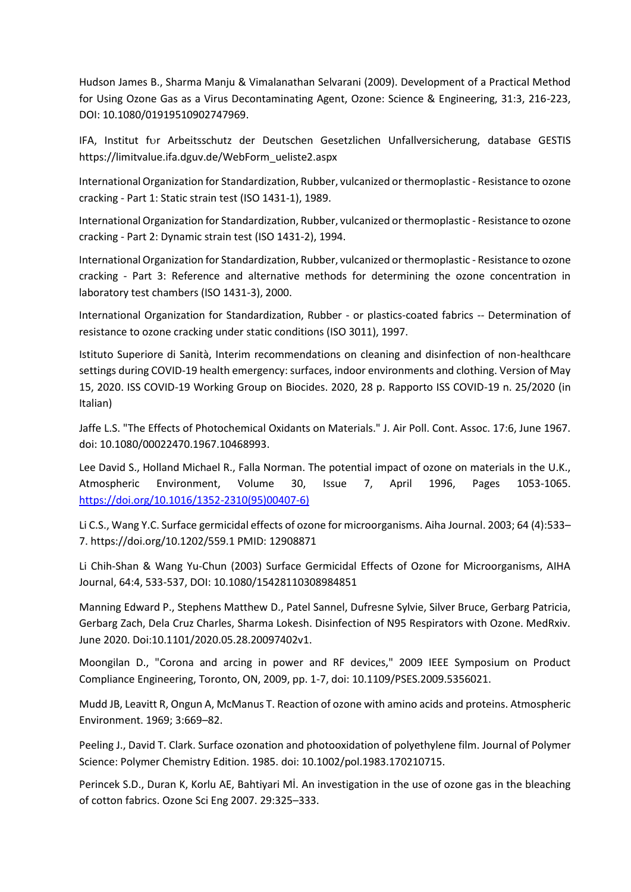Hudson James B., Sharma Manju & Vimalanathan Selvarani (2009). Development of a Practical Method for Using Ozone Gas as a Virus Decontaminating Agent, Ozone: Science & Engineering, 31:3, 216-223, DOI: 10.1080/01919510902747969.

IFA, Institut fʋr Arbeitsschutz der Deutschen Gesetzlichen Unfallversicherung, database GESTIS https://limitvalue.ifa.dguv.de/WebForm_ueliste2.aspx

International Organization for Standardization, Rubber, vulcanized or thermoplastic - Resistance to ozone cracking - Part 1: Static strain test (ISO 1431-1), 1989.

International Organization for Standardization, Rubber, vulcanized or thermoplastic - Resistance to ozone cracking - Part 2: Dynamic strain test (ISO 1431-2), 1994.

International Organization for Standardization, Rubber, vulcanized or thermoplastic - Resistance to ozone cracking - Part 3: Reference and alternative methods for determining the ozone concentration in laboratory test chambers (ISO 1431-3), 2000.

International Organization for Standardization, Rubber - or plastics-coated fabrics -- Determination of resistance to ozone cracking under static conditions (ISO 3011), 1997.

Istituto Superiore di Sanità, Interim recommendations on cleaning and disinfection of non-healthcare settings during COVID-19 health emergency: surfaces, indoor environments and clothing. Version of May 15, 2020. ISS COVID-19 Working Group on Biocides. 2020, 28 p. Rapporto ISS COVID-19 n. 25/2020 (in Italian)

Jaffe L.S. "The Effects of Photochemical Oxidants on Materials." J. Air Poll. Cont. Assoc. 17:6, June 1967. doi: 10.1080/00022470.1967.10468993.

Lee David S., Holland Michael R., Falla Norman. The potential impact of ozone on materials in the U.K., Atmospheric Environment, Volume 30, Issue 7, April 1996, Pages 1053-1065. https://doi.org/10.1016/1352-2310(95)00407-6)

Li C.S., Wang Y.C. Surface germicidal effects of ozone for microorganisms. Aiha Journal. 2003; 64 (4):533–7. https://doi.org/10.1202/559.1 PMID: 12908871

Li Chih-Shan & Wang Yu-Chun (2003) Surface Germicidal Effects of Ozone for Microorganisms, AIHA Journal, 64:4, 533-537, DOI: 10.1080/15428110308984851

Manning Edward P., Stephens Matthew D., Patel Sannel, Dufresne Sylvie, Silver Bruce, Gerbarg Patricia, Gerbarg Zach, Dela Cruz Charles, Sharma Lokesh. Disinfection of N95 Respirators with Ozone. MedRxiv. June 2020. Doi:10.1101/2020.05.28.20097402v1.

Moongilan D., "Corona and arcing in power and RF devices," 2009 IEEE Symposium on Product Compliance Engineering, Toronto, ON, 2009, pp. 1-7, doi: 10.1109/PSES.2009.5356021.

Mudd JB, Leavitt R, Ongun A, McManus T. Reaction of ozone with amino acids and proteins. Atmospheric Environment. 1969; 3:669–82.

Peeling J., David T. Clark. Surface ozonation and photooxidation of polyethylene film. Journal of Polymer Science: Polymer Chemistry Edition. 1985. doi: 10.1002/pol.1983.170210715.

Perincek S.D., Duran K, Korlu AE, Bahtiyari Mİ. An investigation in the use of ozone gas in the bleaching of cotton fabrics. Ozone Sci Eng 2007. 29:325–333.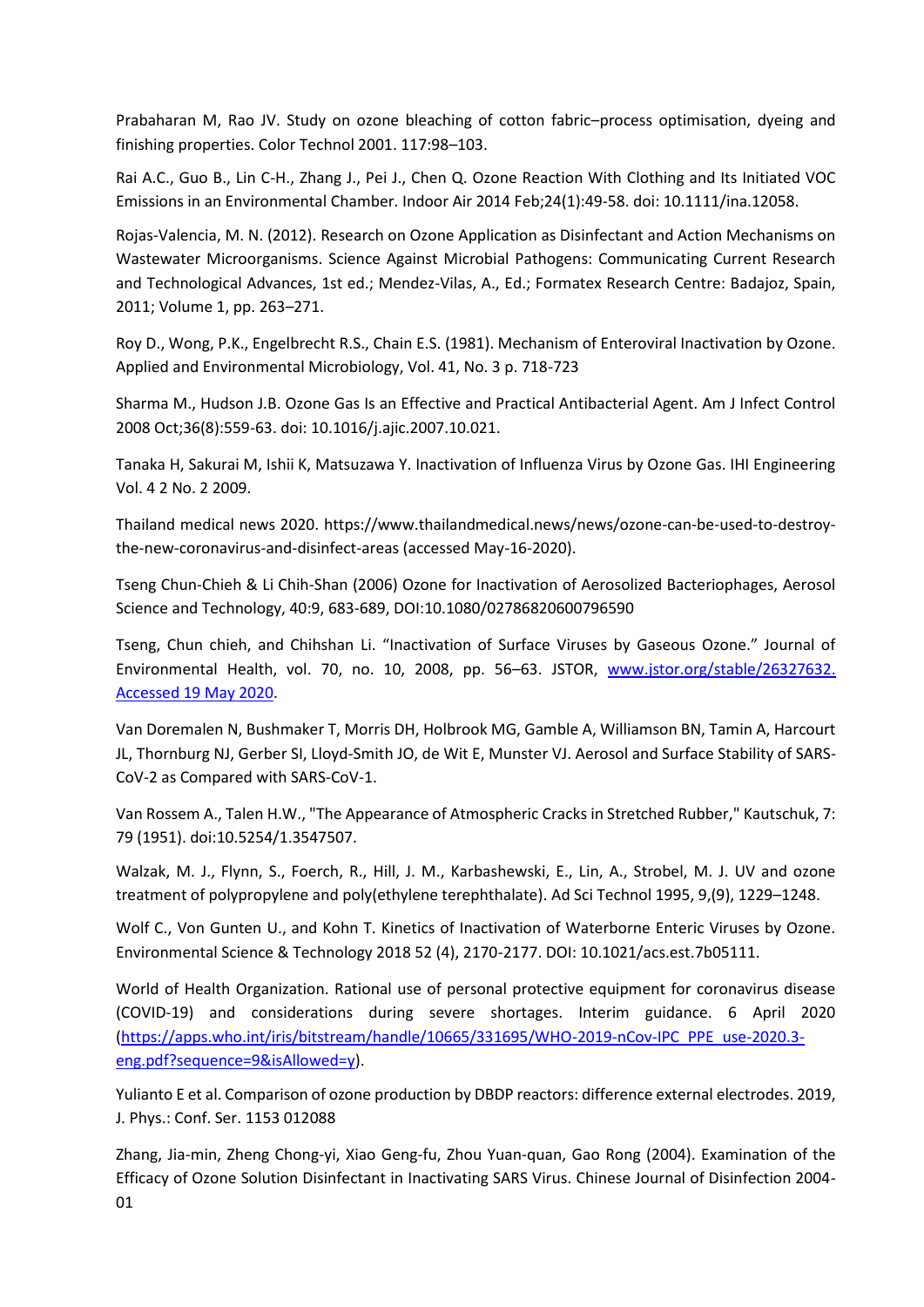Prabaharan M, Rao JV. Study on ozone bleaching of cotton fabric–process optimisation, dyeing and finishing properties. Color Technol 2001. 117:98–103.

Rai A.C., Guo B., Lin C-H., Zhang J., Pei J., Chen Q. Ozone Reaction With Clothing and Its Initiated VOC Emissions in an Environmental Chamber. Indoor Air 2014 Feb;24(1):49-58. doi: 10.1111/ina.12058.

Rojas-Valencia, M. N. (2012). Research on Ozone Application as Disinfectant and Action Mechanisms on Wastewater Microorganisms. Science Against Microbial Pathogens: Communicating Current Research and Technological Advances, 1st ed.; Mendez-Vilas, A., Ed.; Formatex Research Centre: Badajoz, Spain, 2011; Volume 1, pp. 263–271.

Roy D., Wong, P.K., Engelbrecht R.S., Chain E.S. (1981). Mechanism of Enteroviral Inactivation by Ozone. Applied and Environmental Microbiology, Vol. 41, No. 3 p. 718-723

Sharma M., Hudson J.B. Ozone Gas Is an Effective and Practical Antibacterial Agent. Am J Infect Control 2008 Oct;36(8):559-63. doi: 10.1016/j.ajic.2007.10.021.

Tanaka H, Sakurai M, Ishii K, Matsuzawa Y. Inactivation of Influenza Virus by Ozone Gas. IHI Engineering Vol. 4 2 No. 2 2009.

Thailand medical news 2020. https://www.thailandmedical.news/news/ozone-can-be-used-to-destroy-the-new-coronavirus-and-disinfect-areas (accessed May-16-2020).

Tseng Chun-Chieh & Li Chih-Shan (2006) Ozone for Inactivation of Aerosolized Bacteriophages, Aerosol Science and Technology, 40:9, 683-689, DOI:10.1080/02786820600796590

Tseng, Chun chieh, and Chihshan Li. "Inactivation of Surface Viruses by Gaseous Ozone." Journal of Environmental Health, vol. 70, no. 10, 2008, pp. 56–63. JSTOR, www.jstor.org/stable/26327632. Accessed 19 May 2020.

Van Doremalen N, Bushmaker T, Morris DH, Holbrook MG, Gamble A, Williamson BN, Tamin A, Harcourt JL, Thornburg NJ, Gerber SI, Lloyd-Smith JO, de Wit E, Munster VJ. Aerosol and Surface Stability of SARS-CoV-2 as Compared with SARS-CoV-1.

Van Rossem A., Talen H.W., "The Appearance of Atmospheric Cracks in Stretched Rubber," Kautschuk, 7: 79 (1951). doi:10.5254/1.3547507.

Walzak, M. J., Flynn, S., Foerch, R., Hill, J. M., Karbashewski, E., Lin, A., Strobel, M. J. UV and ozone treatment of polypropylene and poly(ethylene terephthalate). Ad Sci Technol 1995, 9,(9), 1229–1248.

Wolf C., Von Gunten U., and Kohn T. Kinetics of Inactivation of Waterborne Enteric Viruses by Ozone. Environmental Science & Technology 2018 52 (4), 2170-2177. DOI: 10.1021/acs.est.7b05111.

World of Health Organization. Rational use of personal protective equipment for coronavirus disease (COVID-19) and considerations during severe shortages. Interim guidance. 6 April 2020 (https://apps.who.int/iris/bitstream/handle/10665/331695/WHO-2019-nCov-IPC_PPE_use-2020.3-eng.pdf?sequence=9&isAllowed=y).

Yulianto E et al. Comparison of ozone production by DBDP reactors: difference external electrodes. 2019, J. Phys.: Conf. Ser. 1153 012088

Zhang, Jia-min, Zheng Chong-yi, Xiao Geng-fu, Zhou Yuan-quan, Gao Rong (2004). Examination of the Efficacy of Ozone Solution Disinfectant in Inactivating SARS Virus. Chinese Journal of Disinfection 2004-01